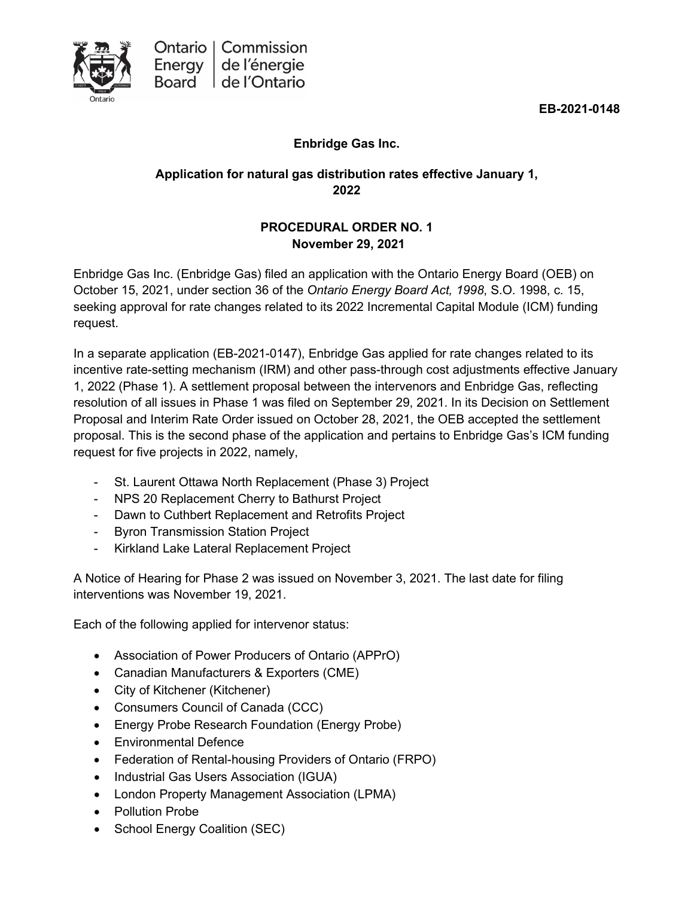Ontario Energy Board | Commission de l'énergie de l'Ontario

**EB-2021-0148**

**Enbridge Gas Inc.**

**Application for natural gas distribution rates effective January 1, 2022**

**PROCEDURAL ORDER NO. 1**
**November 29, 2021**

Enbridge Gas Inc. (Enbridge Gas) filed an application with the Ontario Energy Board (OEB) on October 15, 2021, under section 36 of the *Ontario Energy Board Act, 1998*, S.O. 1998, c. 15, seeking approval for rate changes related to its 2022 Incremental Capital Module (ICM) funding request.

In a separate application (EB-2021-0147), Enbridge Gas applied for rate changes related to its incentive rate-setting mechanism (IRM) and other pass-through cost adjustments effective January 1, 2022 (Phase 1). A settlement proposal between the intervenors and Enbridge Gas, reflecting resolution of all issues in Phase 1 was filed on September 29, 2021. In its Decision on Settlement Proposal and Interim Rate Order issued on October 28, 2021, the OEB accepted the settlement proposal. This is the second phase of the application and pertains to Enbridge Gas's ICM funding request for five projects in 2022, namely,

- St. Laurent Ottawa North Replacement (Phase 3) Project
- NPS 20 Replacement Cherry to Bathurst Project
- Dawn to Cuthbert Replacement and Retrofits Project
- Byron Transmission Station Project
- Kirkland Lake Lateral Replacement Project

A Notice of Hearing for Phase 2 was issued on November 3, 2021. The last date for filing interventions was November 19, 2021.

Each of the following applied for intervenor status:

- Association of Power Producers of Ontario (APPrO)
- Canadian Manufacturers & Exporters (CME)
- City of Kitchener (Kitchener)
- Consumers Council of Canada (CCC)
- Energy Probe Research Foundation (Energy Probe)
- Environmental Defence
- Federation of Rental-housing Providers of Ontario (FRPO)
- Industrial Gas Users Association (IGUA)
- London Property Management Association (LPMA)
- Pollution Probe
- School Energy Coalition (SEC)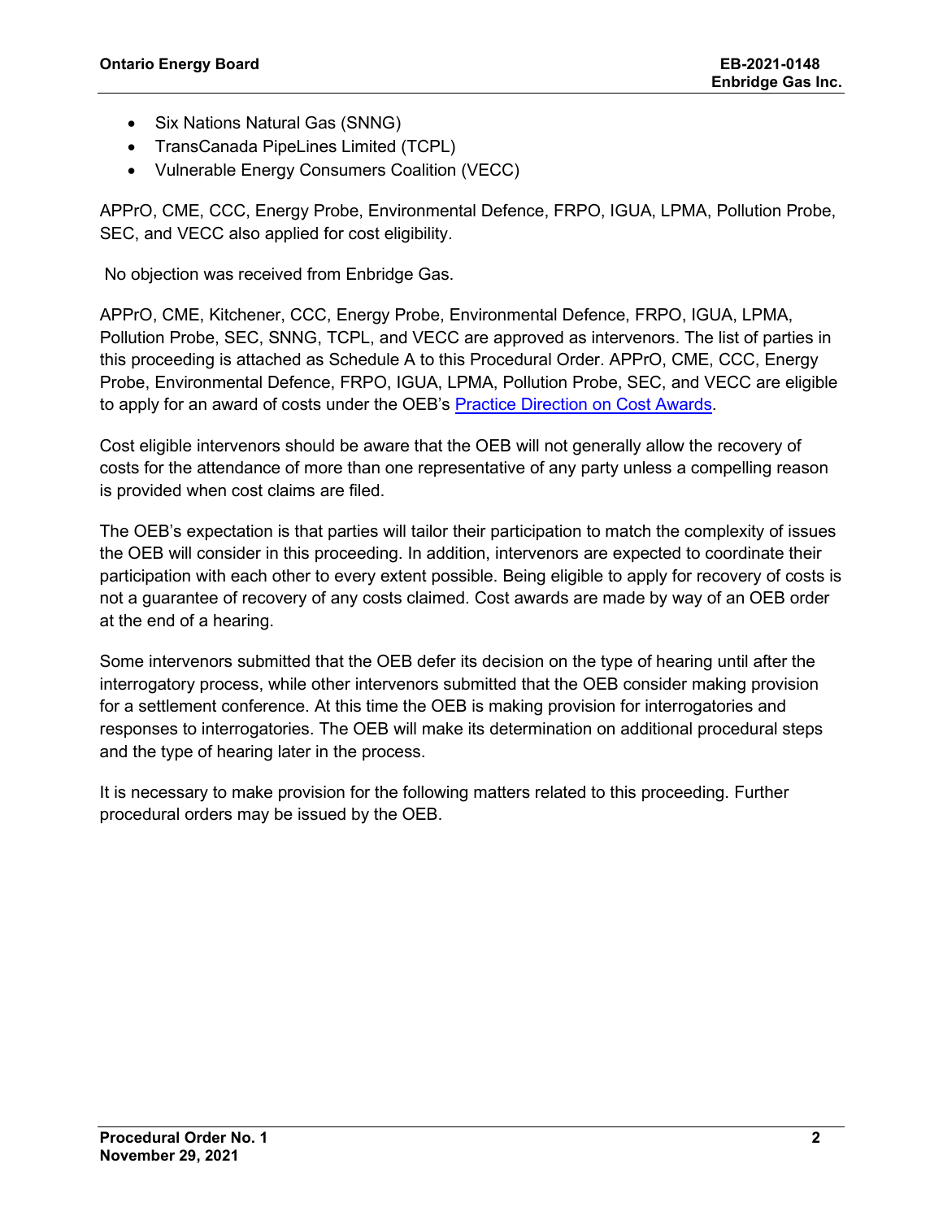- Six Nations Natural Gas (SNNG)
- TransCanada PipeLines Limited (TCPL)
- Vulnerable Energy Consumers Coalition (VECC)

APPrO, CME, CCC, Energy Probe, Environmental Defence, FRPO, IGUA, LPMA, Pollution Probe, SEC, and VECC also applied for cost eligibility.

No objection was received from Enbridge Gas.

APPrO, CME, Kitchener, CCC, Energy Probe, Environmental Defence, FRPO, IGUA, LPMA, Pollution Probe, SEC, SNNG, TCPL, and VECC are approved as intervenors. The list of parties in this proceeding is attached as Schedule A to this Procedural Order. APPrO, CME, CCC, Energy Probe, Environmental Defence, FRPO, IGUA, LPMA, Pollution Probe, SEC, and VECC are eligible to apply for an award of costs under the OEB's Practice Direction on Cost Awards.

Cost eligible intervenors should be aware that the OEB will not generally allow the recovery of costs for the attendance of more than one representative of any party unless a compelling reason is provided when cost claims are filed.

The OEB's expectation is that parties will tailor their participation to match the complexity of issues the OEB will consider in this proceeding. In addition, intervenors are expected to coordinate their participation with each other to every extent possible. Being eligible to apply for recovery of costs is not a guarantee of recovery of any costs claimed. Cost awards are made by way of an OEB order at the end of a hearing.

Some intervenors submitted that the OEB defer its decision on the type of hearing until after the interrogatory process, while other intervenors submitted that the OEB consider making provision for a settlement conference. At this time the OEB is making provision for interrogatories and responses to interrogatories. The OEB will make its determination on additional procedural steps and the type of hearing later in the process.

It is necessary to make provision for the following matters related to this proceeding. Further procedural orders may be issued by the OEB.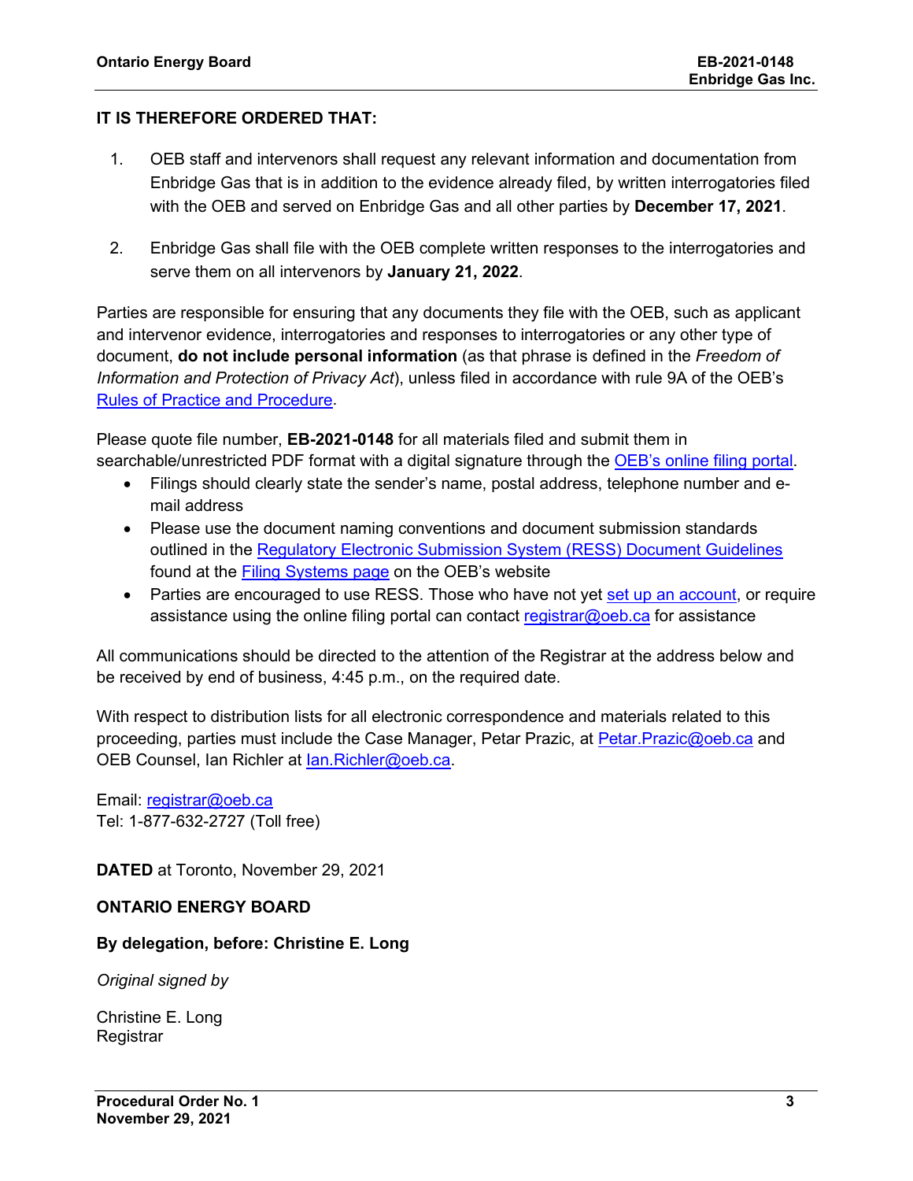**IT IS THEREFORE ORDERED THAT:**

1. OEB staff and intervenors shall request any relevant information and documentation from Enbridge Gas that is in addition to the evidence already filed, by written interrogatories filed with the OEB and served on Enbridge Gas and all other parties by **December 17, 2021**.

2. Enbridge Gas shall file with the OEB complete written responses to the interrogatories and serve them on all intervenors by **January 21, 2022**.

Parties are responsible for ensuring that any documents they file with the OEB, such as applicant and intervenor evidence, interrogatories and responses to interrogatories or any other type of document, **do not include personal information** (as that phrase is defined in the *Freedom of Information and Protection of Privacy Act*), unless filed in accordance with rule 9A of the OEB's Rules of Practice and Procedure.

Please quote file number, **EB-2021-0148** for all materials filed and submit them in searchable/unrestricted PDF format with a digital signature through the OEB's online filing portal.

- Filings should clearly state the sender's name, postal address, telephone number and e-mail address
- Please use the document naming conventions and document submission standards outlined in the Regulatory Electronic Submission System (RESS) Document Guidelines found at the Filing Systems page on the OEB's website
- Parties are encouraged to use RESS. Those who have not yet set up an account, or require assistance using the online filing portal can contact registrar@oeb.ca for assistance

All communications should be directed to the attention of the Registrar at the address below and be received by end of business, 4:45 p.m., on the required date.

With respect to distribution lists for all electronic correspondence and materials related to this proceeding, parties must include the Case Manager, Petar Prazic, at Petar.Prazic@oeb.ca and OEB Counsel, Ian Richler at Ian.Richler@oeb.ca.

Email: registrar@oeb.ca
Tel: 1-877-632-2727 (Toll free)

**DATED** at Toronto, November 29, 2021

**ONTARIO ENERGY BOARD**

**By delegation, before: Christine E. Long**

*Original signed by*

Christine E. Long
Registrar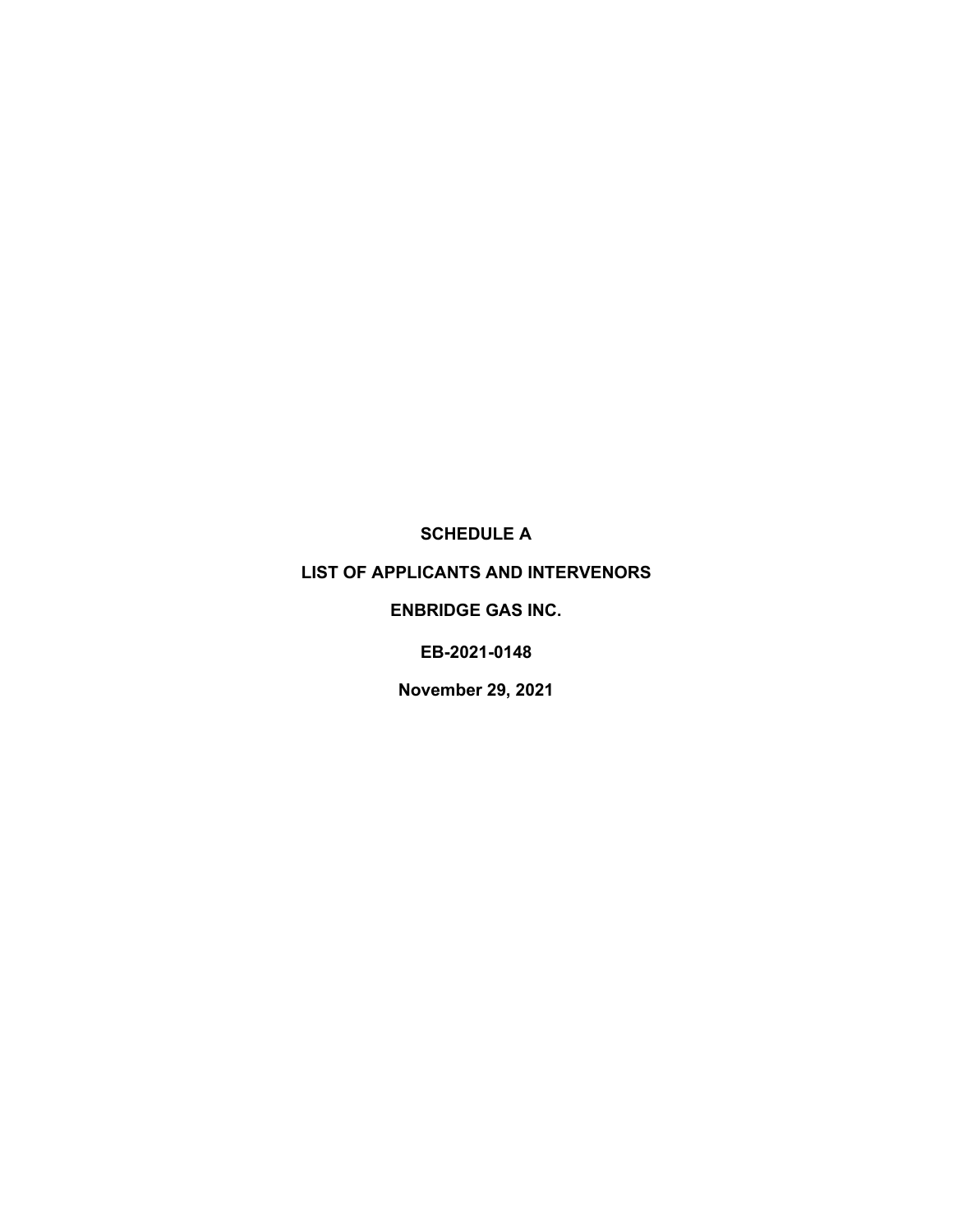**SCHEDULE A**

**LIST OF APPLICANTS AND INTERVENORS**

**ENBRIDGE GAS INC.**

**EB-2021-0148**

**November 29, 2021**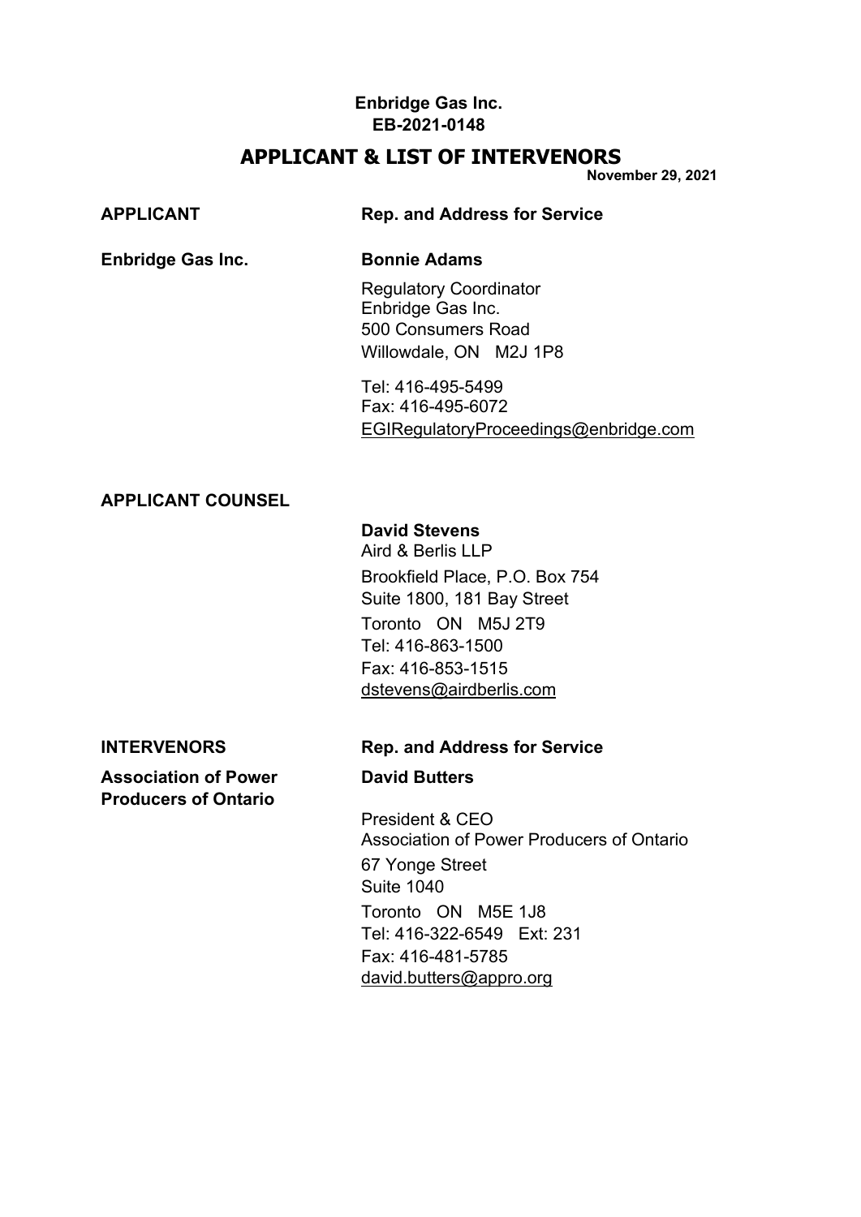**Enbridge Gas Inc.**
**EB-2021-0148**

# APPLICANT & LIST OF INTERVENORS

**November 29, 2021**

| **APPLICANT** | **Rep. and Address for Service** |
|---|---|
| **Enbridge Gas Inc.** | **Bonnie Adams**<br><br>Regulatory Coordinator<br>Enbridge Gas Inc.<br>500 Consumers Road<br>Willowdale, ON M2J 1P8<br><br>Tel: 416-495-5499<br>Fax: 416-495-6072<br>EGIRegulatoryProceedings@enbridge.com |
| **APPLICANT COUNSEL** | |
| | **David Stevens**<br>Aird & Berlis LLP<br>Brookfield Place, P.O. Box 754<br>Suite 1800, 181 Bay Street<br>Toronto ON M5J 2T9<br>Tel: 416-863-1500<br>Fax: 416-853-1515<br>dstevens@airdberlis.com |

| **INTERVENORS** | **Rep. and Address for Service** |
|---|---|
| **Association of Power Producers of Ontario** | **David Butters**<br><br>President & CEO<br>Association of Power Producers of Ontario<br>67 Yonge Street<br>Suite 1040<br>Toronto ON M5E 1J8<br>Tel: 416-322-6549 Ext: 231<br>Fax: 416-481-5785<br>david.butters@appro.org |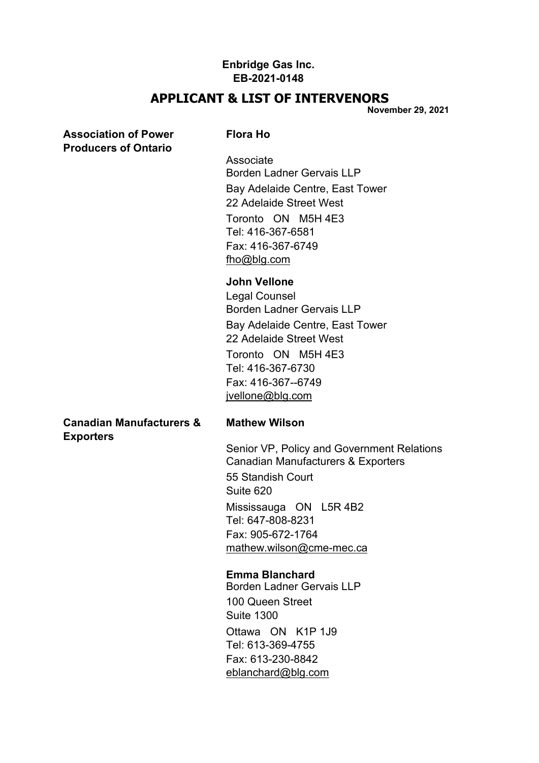**Enbridge Gas Inc.**
**EB-2021-0148**

# APPLICANT & LIST OF INTERVENORS

**November 29, 2021**

| | |
|---|---|
| **Association of Power Producers of Ontario** | **Flora Ho**<br><br>Associate<br>Borden Ladner Gervais LLP<br>Bay Adelaide Centre, East Tower<br>22 Adelaide Street West<br>Toronto ON M5H 4E3<br>Tel: 416-367-6581<br>Fax: 416-367-6749<br>fho@blg.com |
| | **John Vellone**<br>Legal Counsel<br>Borden Ladner Gervais LLP<br>Bay Adelaide Centre, East Tower<br>22 Adelaide Street West<br>Toronto ON M5H 4E3<br>Tel: 416-367-6730<br>Fax: 416-367--6749<br>jvellone@blg.com |
| **Canadian Manufacturers & Exporters** | **Mathew Wilson**<br><br>Senior VP, Policy and Government Relations<br>Canadian Manufacturers & Exporters<br>55 Standish Court<br>Suite 620<br>Mississauga ON L5R 4B2<br>Tel: 647-808-8231<br>Fax: 905-672-1764<br>mathew.wilson@cme-mec.ca |
| | **Emma Blanchard**<br>Borden Ladner Gervais LLP<br>100 Queen Street<br>Suite 1300<br>Ottawa ON K1P 1J9<br>Tel: 613-369-4755<br>Fax: 613-230-8842<br>eblanchard@blg.com |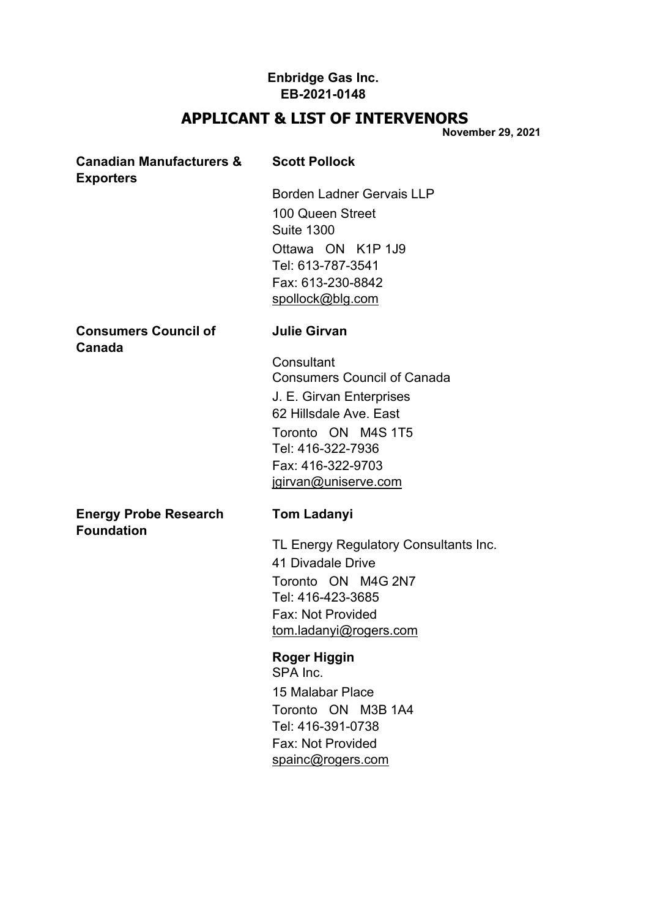**Enbridge Gas Inc.**
**EB-2021-0148**

# APPLICANT & LIST OF INTERVENORS

**November 29, 2021**

| | |
|---|---|
| **Canadian Manufacturers & Exporters** | **Scott Pollock**<br><br>Borden Ladner Gervais LLP<br>100 Queen Street<br>Suite 1300<br>Ottawa ON K1P 1J9<br>Tel: 613-787-3541<br>Fax: 613-230-8842<br>spollock@blg.com |
| **Consumers Council of Canada** | **Julie Girvan**<br><br>Consultant<br>Consumers Council of Canada<br>J. E. Girvan Enterprises<br>62 Hillsdale Ave. East<br>Toronto ON M4S 1T5<br>Tel: 416-322-7936<br>Fax: 416-322-9703<br>jgirvan@uniserve.com |
| **Energy Probe Research Foundation** | **Tom Ladanyi**<br><br>TL Energy Regulatory Consultants Inc.<br>41 Divadale Drive<br>Toronto ON M4G 2N7<br>Tel: 416-423-3685<br>Fax: Not Provided<br>tom.ladanyi@rogers.com<br><br>**Roger Higgin**<br>SPA Inc.<br>15 Malabar Place<br>Toronto ON M3B 1A4<br>Tel: 416-391-0738<br>Fax: Not Provided<br>spainc@rogers.com |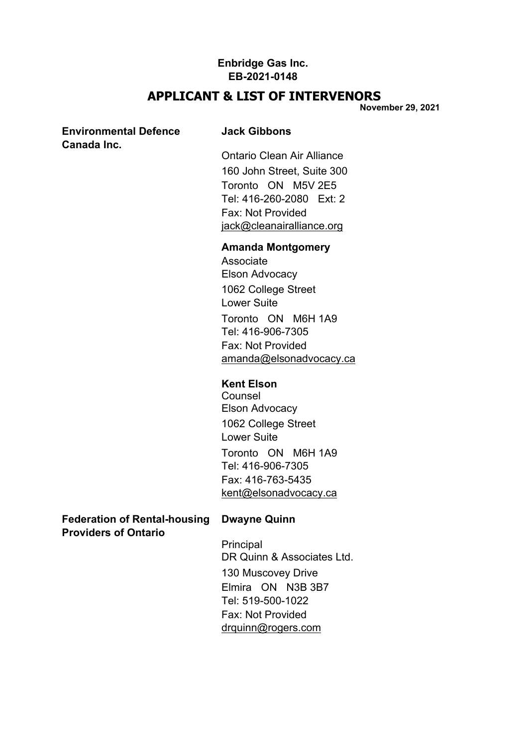**Enbridge Gas Inc.**
**EB-2021-0148**

# APPLICANT & LIST OF INTERVENORS

**November 29, 2021**

| | |
|---|---|
| **Environmental Defence Canada Inc.** | **Jack Gibbons**<br>Ontario Clean Air Alliance<br>160 John Street, Suite 300<br>Toronto ON M5V 2E5<br>Tel: 416-260-2080 Ext: 2<br>Fax: Not Provided<br>jack@cleanairalliance.org |
| | **Amanda Montgomery**<br>Associate<br>Elson Advocacy<br>1062 College Street<br>Lower Suite<br>Toronto ON M6H 1A9<br>Tel: 416-906-7305<br>Fax: Not Provided<br>amanda@elsonadvocacy.ca |
| | **Kent Elson**<br>Counsel<br>Elson Advocacy<br>1062 College Street<br>Lower Suite<br>Toronto ON M6H 1A9<br>Tel: 416-906-7305<br>Fax: 416-763-5435<br>kent@elsonadvocacy.ca |
| **Federation of Rental-housing Providers of Ontario** | **Dwayne Quinn**<br>Principal<br>DR Quinn & Associates Ltd.<br>130 Muscovey Drive<br>Elmira ON N3B 3B7<br>Tel: 519-500-1022<br>Fax: Not Provided<br>drquinn@rogers.com |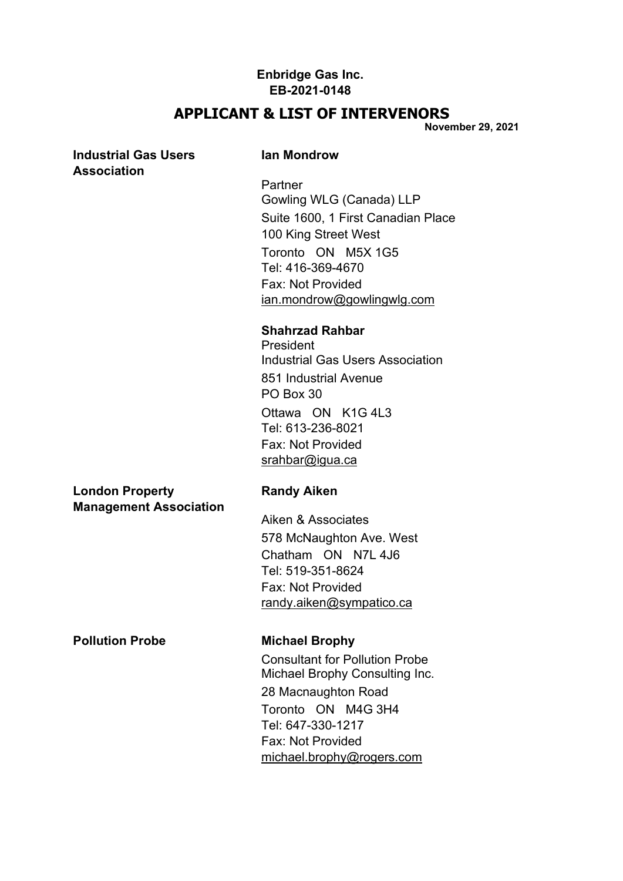**Enbridge Gas Inc.**
**EB-2021-0148**

## APPLICANT & LIST OF INTERVENORS

**November 29, 2021**

| | |
|---|---|
| **Industrial Gas Users Association** | **Ian Mondrow**<br><br>Partner<br>Gowling WLG (Canada) LLP<br>Suite 1600, 1 First Canadian Place<br>100 King Street West<br>Toronto ON M5X 1G5<br>Tel: 416-369-4670<br>Fax: Not Provided<br>ian.mondrow@gowlingwlg.com |
| | **Shahrzad Rahbar**<br>President<br>Industrial Gas Users Association<br>851 Industrial Avenue<br>PO Box 30<br>Ottawa ON K1G 4L3<br>Tel: 613-236-8021<br>Fax: Not Provided<br>srahbar@igua.ca |
| **London Property Management Association** | **Randy Aiken**<br><br>Aiken & Associates<br>578 McNaughton Ave. West<br>Chatham ON N7L 4J6<br>Tel: 519-351-8624<br>Fax: Not Provided<br>randy.aiken@sympatico.ca |
| **Pollution Probe** | **Michael Brophy**<br>Consultant for Pollution Probe<br>Michael Brophy Consulting Inc.<br>28 Macnaughton Road<br>Toronto ON M4G 3H4<br>Tel: 647-330-1217<br>Fax: Not Provided<br>michael.brophy@rogers.com |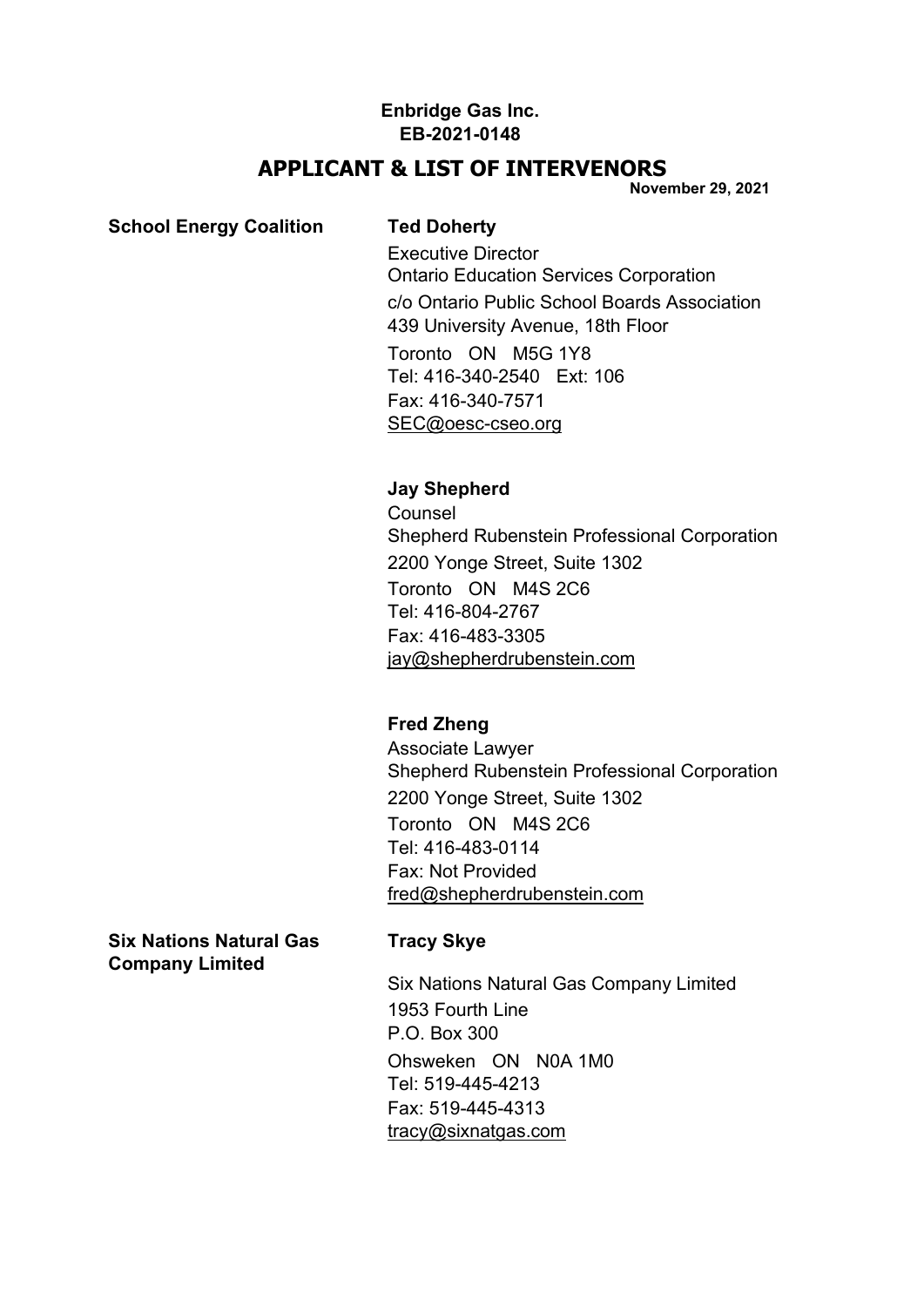**Enbridge Gas Inc.**
**EB-2021-0148**

# APPLICANT & LIST OF INTERVENORS

**November 29, 2021**

| | |
|---|---|
| **School Energy Coalition** | **Ted Doherty**<br>Executive Director<br>Ontario Education Services Corporation<br>c/o Ontario Public School Boards Association<br>439 University Avenue, 18th Floor<br>Toronto ON M5G 1Y8<br>Tel: 416-340-2540 Ext: 106<br>Fax: 416-340-7571<br>SEC@oesc-cseo.org |
| | **Jay Shepherd**<br>Counsel<br>Shepherd Rubenstein Professional Corporation<br>2200 Yonge Street, Suite 1302<br>Toronto ON M4S 2C6<br>Tel: 416-804-2767<br>Fax: 416-483-3305<br>jay@shepherdrubenstein.com |
| | **Fred Zheng**<br>Associate Lawyer<br>Shepherd Rubenstein Professional Corporation<br>2200 Yonge Street, Suite 1302<br>Toronto ON M4S 2C6<br>Tel: 416-483-0114<br>Fax: Not Provided<br>fred@shepherdrubenstein.com |
| **Six Nations Natural Gas Company Limited** | **Tracy Skye**<br>Six Nations Natural Gas Company Limited<br>1953 Fourth Line<br>P.O. Box 300<br>Ohsweken ON N0A 1M0<br>Tel: 519-445-4213<br>Fax: 519-445-4313<br>tracy@sixnatgas.com |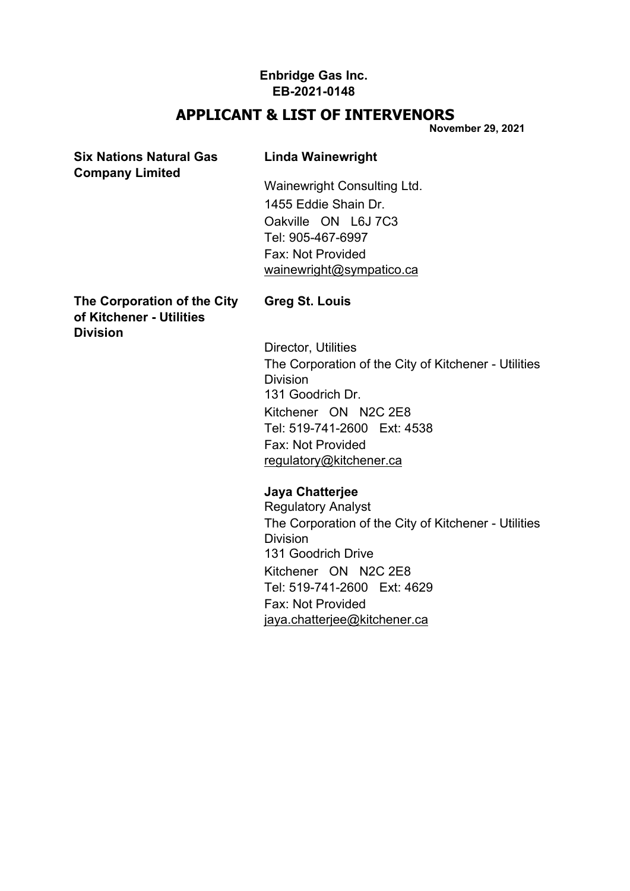**Enbridge Gas Inc.**
**EB-2021-0148**

## APPLICANT & LIST OF INTERVENORS

**November 29, 2021**

| | |
|---|---|
| **Six Nations Natural Gas Company Limited** | **Linda Wainewright**<br><br>Wainewright Consulting Ltd.<br>1455 Eddie Shain Dr.<br>Oakville ON L6J 7C3<br>Tel: 905-467-6997<br>Fax: Not Provided<br>wainewright@sympatico.ca |
| **The Corporation of the City of Kitchener - Utilities Division** | **Greg St. Louis**<br><br>Director, Utilities<br>The Corporation of the City of Kitchener - Utilities Division<br>131 Goodrich Dr.<br>Kitchener ON N2C 2E8<br>Tel: 519-741-2600 Ext: 4538<br>Fax: Not Provided<br>regulatory@kitchener.ca<br><br>**Jaya Chatterjee**<br>Regulatory Analyst<br>The Corporation of the City of Kitchener - Utilities Division<br>131 Goodrich Drive<br>Kitchener ON N2C 2E8<br>Tel: 519-741-2600 Ext: 4629<br>Fax: Not Provided<br>jaya.chatterjee@kitchener.ca |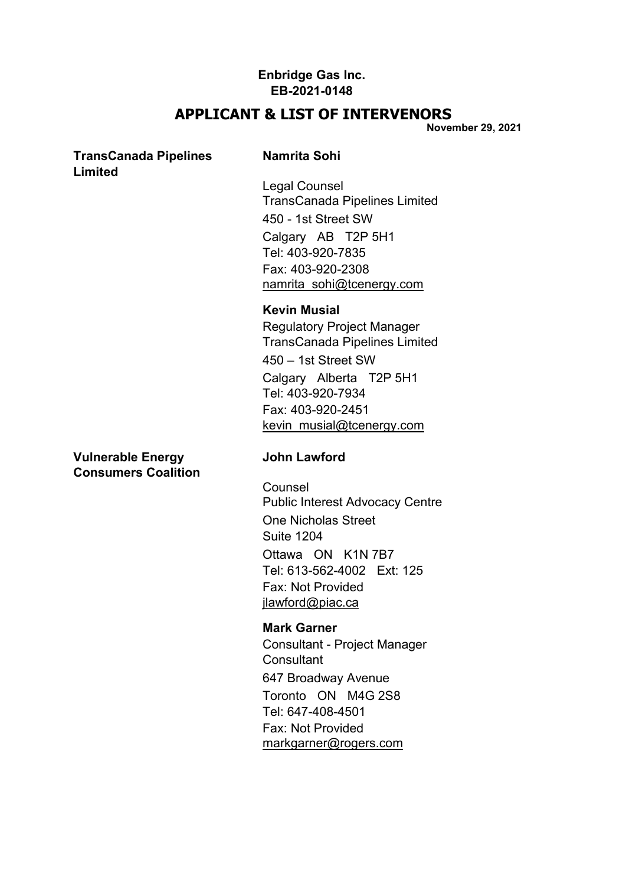**Enbridge Gas Inc.**
**EB-2021-0148**

# APPLICANT & LIST OF INTERVENORS

**November 29, 2021**

**TransCanada Pipelines Limited**

**Namrita Sohi**

Legal Counsel
TransCanada Pipelines Limited
450 - 1st Street SW
Calgary AB T2P 5H1
Tel: 403-920-7835
Fax: 403-920-2308
namrita_sohi@tcenergy.com

**Kevin Musial**
Regulatory Project Manager
TransCanada Pipelines Limited
450 – 1st Street SW
Calgary Alberta T2P 5H1
Tel: 403-920-7934
Fax: 403-920-2451
kevin_musial@tcenergy.com

**Vulnerable Energy Consumers Coalition**

**John Lawford**

Counsel
Public Interest Advocacy Centre
One Nicholas Street
Suite 1204
Ottawa ON K1N 7B7
Tel: 613-562-4002 Ext: 125
Fax: Not Provided
jlawford@piac.ca

**Mark Garner**
Consultant - Project Manager
Consultant
647 Broadway Avenue
Toronto ON M4G 2S8
Tel: 647-408-4501
Fax: Not Provided
markgarner@rogers.com